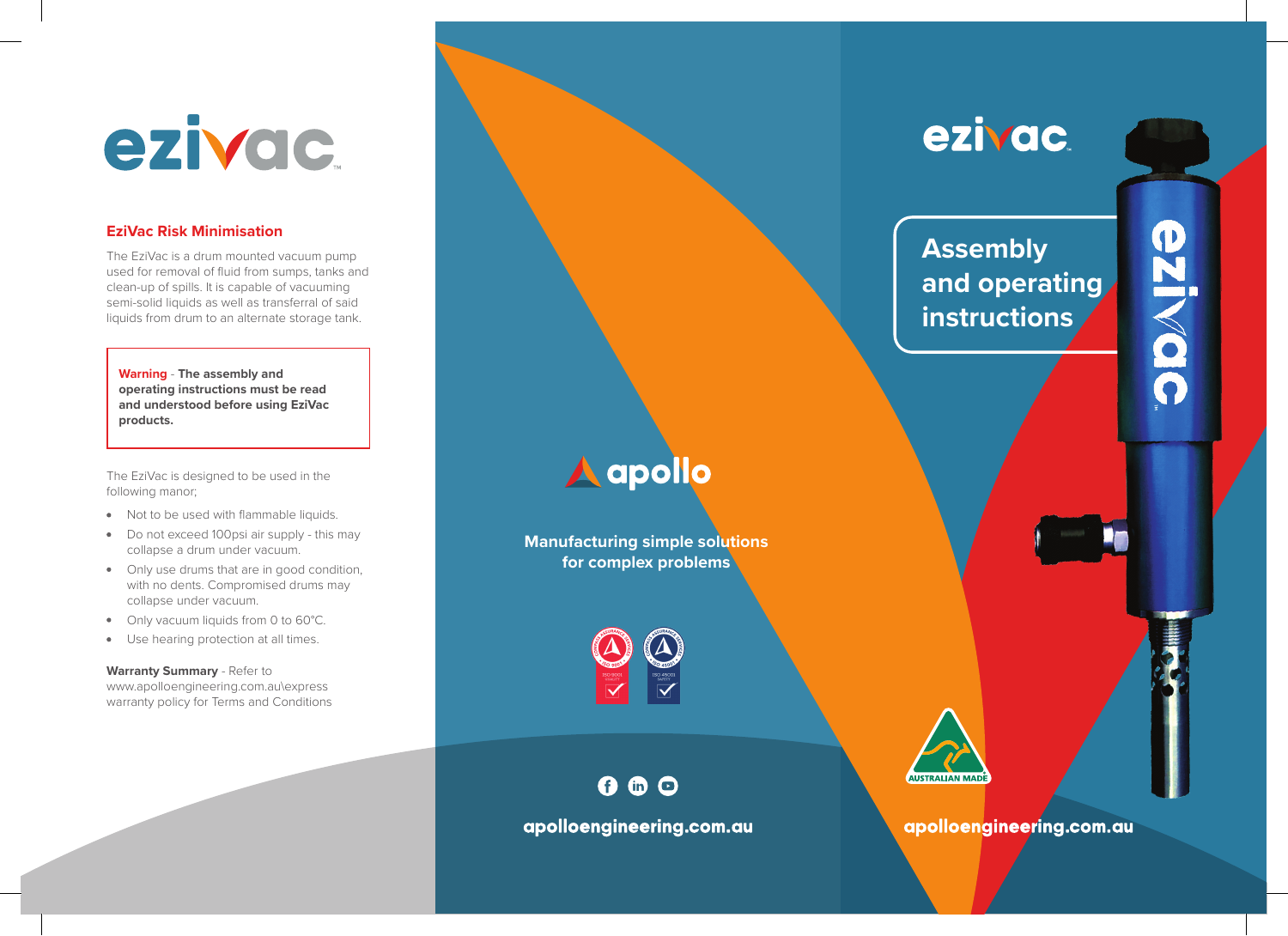# ezivac

## EziVac Risk Minimisation

The EziVac is a drum mounted vacuum pump used for removal of fluid from sumps, tanks and clean-up of spills. It is capable of vacuuming semi-solid liquids as well as transferral of said liquids from drum to an alternate storage tank.

> **Warning** - **The assembly and operating instructions must be read and understood before using EziVac products.**

The EziVac is designed to be used in the following manor;

- Not to be used with flammable liquids.
- Do not exceed 100psi air supply - this may collapse a drum under vacuum.
- Only use drums that are in good condition, with no dents. Compromised drums may collapse under vacuum.
- Only vacuum liquids from 0 to 60°C.
- Use hearing protection at all times.

**Warranty Summary** - Refer to www.apolloengineering.com.au\express warranty policy for Terms and Conditions

apollo

**Manufacturing simple solutions for complex problems**

ISO 9001 QUALITY

ISO 45001 SAFETY

apolloengineering.com.au

# ezivac

## Assembly and operating instructions

AUSTRALIAN MADE

apolloengineering.com.au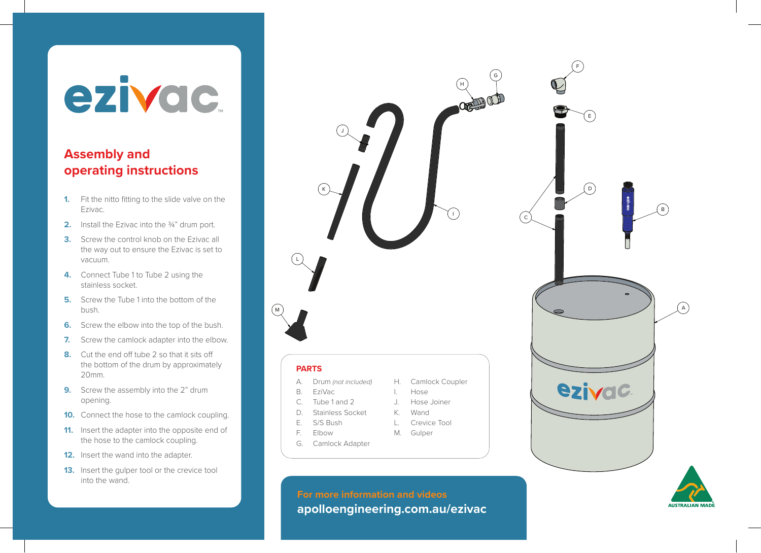# ezivac

## Assembly and operating instructions

1. Fit the nitto fitting to the slide valve on the Ezivac.
2. Install the Ezivac into the ¾" drum port.
3. Screw the control knob on the Ezivac all the way out to ensure the Ezivac is set to vacuum.
4. Connect Tube 1 to Tube 2 using the stainless socket.
5. Screw the Tube 1 into the bottom of the bush.
6. Screw the elbow into the top of the bush.
7. Screw the camlock adapter into the elbow.
8. Cut the end off tube 2 so that it sits off the bottom of the drum by approximately 20mm.
9. Screw the assembly into the 2" drum opening.
10. Connect the hose to the camlock coupling.
11. Insert the adapter into the opposite end of the hose to the camlock coupling.
12. Insert the wand into the adapter.
13. Insert the gulper tool or the crevice tool into the wand.

F
G
H
J
E
K
D
I
B
C
L
M
A

### PARTS

- A. Drum *(not included)*
- B. EziVac
- C. Tube 1 and 2
- D. Stainless Socket
- E. S/S Bush
- F. Elbow
- G. Camlock Adapter
- H. Camlock Coupler
- I. Hose
- J. Hose Joiner
- K. Wand
- L. Crevice Tool
- M. Gulper

**For more information and videos**

**apolloengineering.com.au/ezivac**

AUSTRALIAN MADE